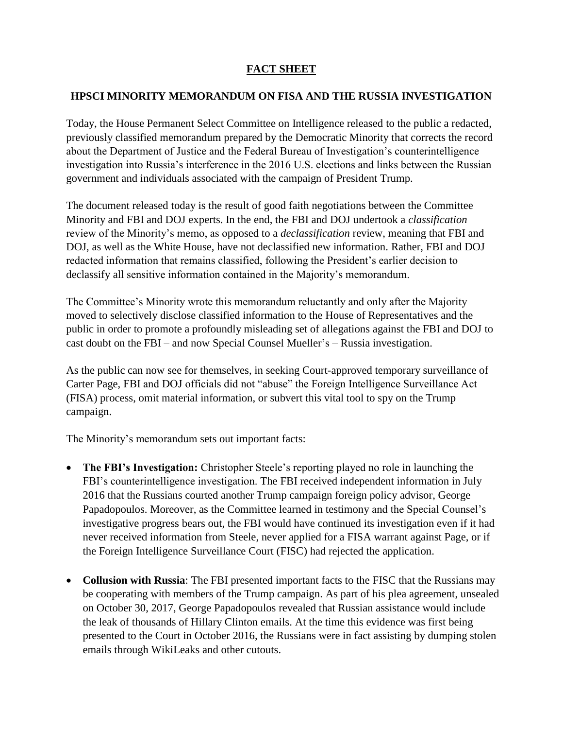# FACT SHEET

## HPSCI MINORITY MEMORANDUM ON FISA AND THE RUSSIA INVESTIGATION

Today, the House Permanent Select Committee on Intelligence released to the public a redacted, previously classified memorandum prepared by the Democratic Minority that corrects the record about the Department of Justice and the Federal Bureau of Investigation's counterintelligence investigation into Russia's interference in the 2016 U.S. elections and links between the Russian government and individuals associated with the campaign of President Trump.

The document released today is the result of good faith negotiations between the Committee Minority and FBI and DOJ experts. In the end, the FBI and DOJ undertook a *classification* review of the Minority's memo, as opposed to a *declassification* review, meaning that FBI and DOJ, as well as the White House, have not declassified new information. Rather, FBI and DOJ redacted information that remains classified, following the President's earlier decision to declassify all sensitive information contained in the Majority's memorandum.

The Committee's Minority wrote this memorandum reluctantly and only after the Majority moved to selectively disclose classified information to the House of Representatives and the public in order to promote a profoundly misleading set of allegations against the FBI and DOJ to cast doubt on the FBI – and now Special Counsel Mueller's – Russia investigation.

As the public can now see for themselves, in seeking Court-approved temporary surveillance of Carter Page, FBI and DOJ officials did not "abuse" the Foreign Intelligence Surveillance Act (FISA) process, omit material information, or subvert this vital tool to spy on the Trump campaign.

The Minority's memorandum sets out important facts:

- **The FBI's Investigation:** Christopher Steele's reporting played no role in launching the FBI's counterintelligence investigation. The FBI received independent information in July 2016 that the Russians courted another Trump campaign foreign policy advisor, George Papadopoulos. Moreover, as the Committee learned in testimony and the Special Counsel's investigative progress bears out, the FBI would have continued its investigation even if it had never received information from Steele, never applied for a FISA warrant against Page, or if the Foreign Intelligence Surveillance Court (FISC) had rejected the application.
- **Collusion with Russia**: The FBI presented important facts to the FISC that the Russians may be cooperating with members of the Trump campaign. As part of his plea agreement, unsealed on October 30, 2017, George Papadopoulos revealed that Russian assistance would include the leak of thousands of Hillary Clinton emails. At the time this evidence was first being presented to the Court in October 2016, the Russians were in fact assisting by dumping stolen emails through WikiLeaks and other cutouts.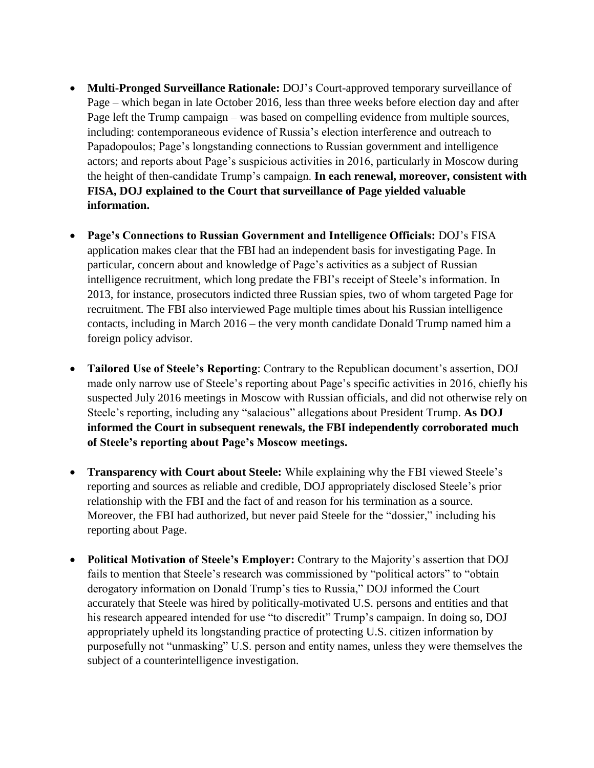- **Multi-Pronged Surveillance Rationale:** DOJ's Court-approved temporary surveillance of Page – which began in late October 2016, less than three weeks before election day and after Page left the Trump campaign – was based on compelling evidence from multiple sources, including: contemporaneous evidence of Russia's election interference and outreach to Papadopoulos; Page's longstanding connections to Russian government and intelligence actors; and reports about Page's suspicious activities in 2016, particularly in Moscow during the height of then-candidate Trump's campaign. **In each renewal, moreover, consistent with FISA, DOJ explained to the Court that surveillance of Page yielded valuable information.**

- **Page's Connections to Russian Government and Intelligence Officials:** DOJ's FISA application makes clear that the FBI had an independent basis for investigating Page. In particular, concern about and knowledge of Page's activities as a subject of Russian intelligence recruitment, which long predate the FBI's receipt of Steele's information. In 2013, for instance, prosecutors indicted three Russian spies, two of whom targeted Page for recruitment. The FBI also interviewed Page multiple times about his Russian intelligence contacts, including in March 2016 – the very month candidate Donald Trump named him a foreign policy advisor.

- **Tailored Use of Steele's Reporting**: Contrary to the Republican document's assertion, DOJ made only narrow use of Steele's reporting about Page's specific activities in 2016, chiefly his suspected July 2016 meetings in Moscow with Russian officials, and did not otherwise rely on Steele's reporting, including any "salacious" allegations about President Trump. **As DOJ informed the Court in subsequent renewals, the FBI independently corroborated much of Steele's reporting about Page's Moscow meetings.**

- **Transparency with Court about Steele:** While explaining why the FBI viewed Steele's reporting and sources as reliable and credible, DOJ appropriately disclosed Steele's prior relationship with the FBI and the fact of and reason for his termination as a source. Moreover, the FBI had authorized, but never paid Steele for the "dossier," including his reporting about Page.

- **Political Motivation of Steele's Employer:** Contrary to the Majority's assertion that DOJ fails to mention that Steele's research was commissioned by "political actors" to "obtain derogatory information on Donald Trump's ties to Russia," DOJ informed the Court accurately that Steele was hired by politically-motivated U.S. persons and entities and that his research appeared intended for use "to discredit" Trump's campaign. In doing so, DOJ appropriately upheld its longstanding practice of protecting U.S. citizen information by purposefully not "unmasking" U.S. person and entity names, unless they were themselves the subject of a counterintelligence investigation.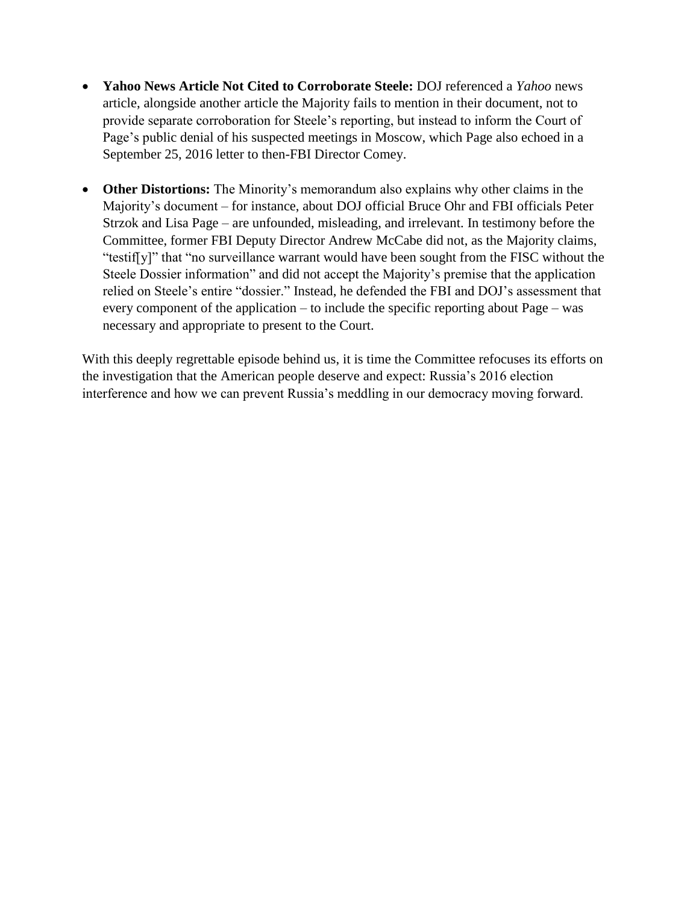- **Yahoo News Article Not Cited to Corroborate Steele:** DOJ referenced a *Yahoo* news article, alongside another article the Majority fails to mention in their document, not to provide separate corroboration for Steele's reporting, but instead to inform the Court of Page's public denial of his suspected meetings in Moscow, which Page also echoed in a September 25, 2016 letter to then-FBI Director Comey.

- **Other Distortions:** The Minority's memorandum also explains why other claims in the Majority's document – for instance, about DOJ official Bruce Ohr and FBI officials Peter Strzok and Lisa Page – are unfounded, misleading, and irrelevant. In testimony before the Committee, former FBI Deputy Director Andrew McCabe did not, as the Majority claims, "testif[y]" that "no surveillance warrant would have been sought from the FISC without the Steele Dossier information" and did not accept the Majority's premise that the application relied on Steele's entire "dossier." Instead, he defended the FBI and DOJ's assessment that every component of the application – to include the specific reporting about Page – was necessary and appropriate to present to the Court.

With this deeply regrettable episode behind us, it is time the Committee refocuses its efforts on the investigation that the American people deserve and expect: Russia's 2016 election interference and how we can prevent Russia's meddling in our democracy moving forward.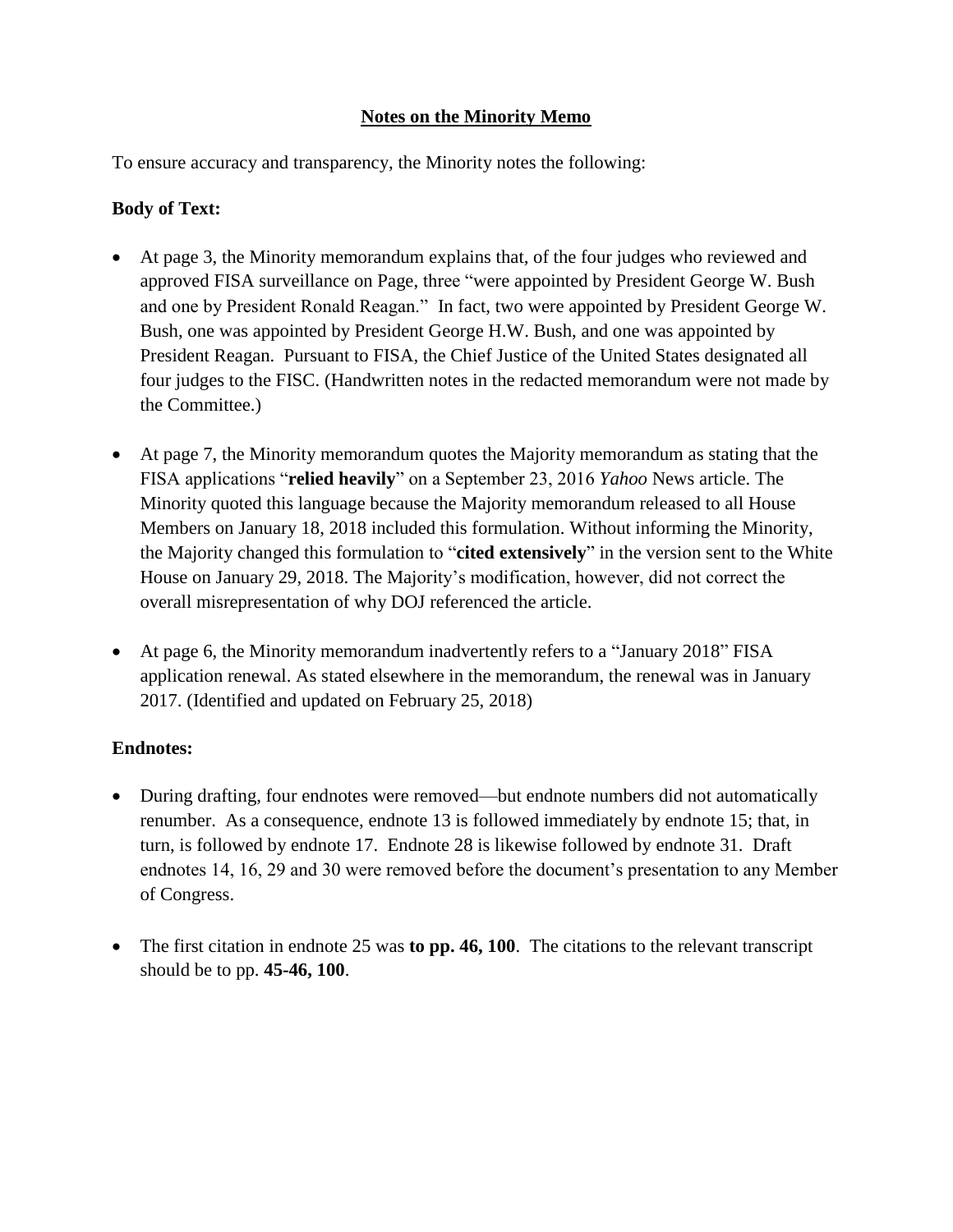# Notes on the Minority Memo

To ensure accuracy and transparency, the Minority notes the following:

**Body of Text:**

- At page 3, the Minority memorandum explains that, of the four judges who reviewed and approved FISA surveillance on Page, three "were appointed by President George W. Bush and one by President Ronald Reagan." In fact, two were appointed by President George W. Bush, one was appointed by President George H.W. Bush, and one was appointed by President Reagan. Pursuant to FISA, the Chief Justice of the United States designated all four judges to the FISC. (Handwritten notes in the redacted memorandum were not made by the Committee.)
- At page 7, the Minority memorandum quotes the Majority memorandum as stating that the FISA applications "**relied heavily**" on a September 23, 2016 *Yahoo* News article. The Minority quoted this language because the Majority memorandum released to all House Members on January 18, 2018 included this formulation. Without informing the Minority, the Majority changed this formulation to "**cited extensively**" in the version sent to the White House on January 29, 2018. The Majority's modification, however, did not correct the overall misrepresentation of why DOJ referenced the article.
- At page 6, the Minority memorandum inadvertently refers to a "January 2018" FISA application renewal. As stated elsewhere in the memorandum, the renewal was in January 2017. (Identified and updated on February 25, 2018)

**Endnotes:**

- During drafting, four endnotes were removed—but endnote numbers did not automatically renumber. As a consequence, endnote 13 is followed immediately by endnote 15; that, in turn, is followed by endnote 17. Endnote 28 is likewise followed by endnote 31. Draft endnotes 14, 16, 29 and 30 were removed before the document's presentation to any Member of Congress.
- The first citation in endnote 25 was **to pp. 46, 100**. The citations to the relevant transcript should be to pp. **45-46, 100**.